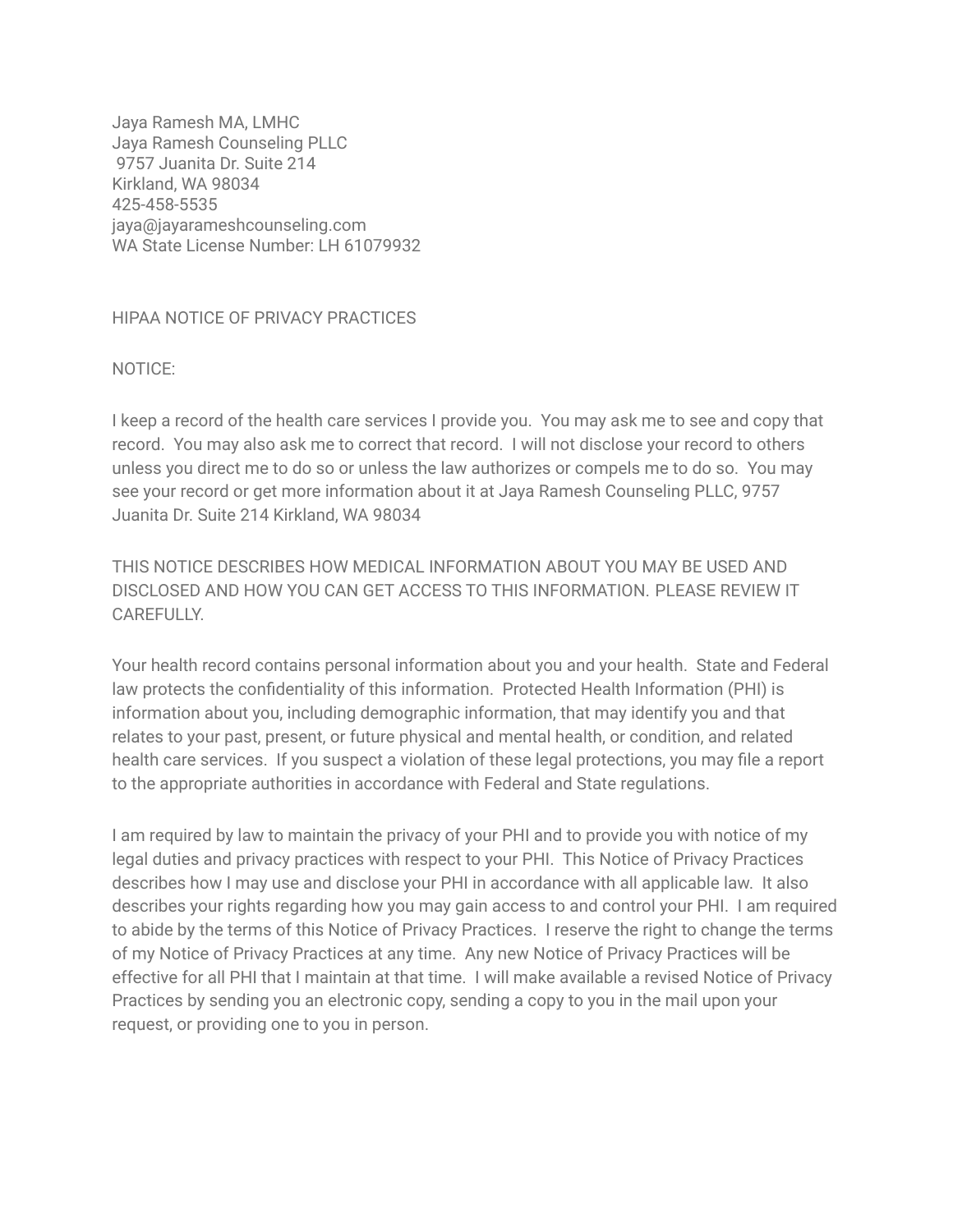Jaya Ramesh MA, LMHC
Jaya Ramesh Counseling PLLC
9757 Juanita Dr. Suite 214
Kirkland, WA 98034
425-458-5535
jaya@jayarameshcounseling.com
WA State License Number: LH 61079932

# HIPAA NOTICE OF PRIVACY PRACTICES

NOTICE:

I keep a record of the health care services I provide you. You may ask me to see and copy that record. You may also ask me to correct that record. I will not disclose your record to others unless you direct me to do so or unless the law authorizes or compels me to do so. You may see your record or get more information about it at Jaya Ramesh Counseling PLLC, 9757 Juanita Dr. Suite 214 Kirkland, WA 98034

THIS NOTICE DESCRIBES HOW MEDICAL INFORMATION ABOUT YOU MAY BE USED AND DISCLOSED AND HOW YOU CAN GET ACCESS TO THIS INFORMATION. PLEASE REVIEW IT CAREFULLY.

Your health record contains personal information about you and your health. State and Federal law protects the confidentiality of this information. Protected Health Information (PHI) is information about you, including demographic information, that may identify you and that relates to your past, present, or future physical and mental health, or condition, and related health care services. If you suspect a violation of these legal protections, you may file a report to the appropriate authorities in accordance with Federal and State regulations.

I am required by law to maintain the privacy of your PHI and to provide you with notice of my legal duties and privacy practices with respect to your PHI. This Notice of Privacy Practices describes how I may use and disclose your PHI in accordance with all applicable law. It also describes your rights regarding how you may gain access to and control your PHI. I am required to abide by the terms of this Notice of Privacy Practices. I reserve the right to change the terms of my Notice of Privacy Practices at any time. Any new Notice of Privacy Practices will be effective for all PHI that I maintain at that time. I will make available a revised Notice of Privacy Practices by sending you an electronic copy, sending a copy to you in the mail upon your request, or providing one to you in person.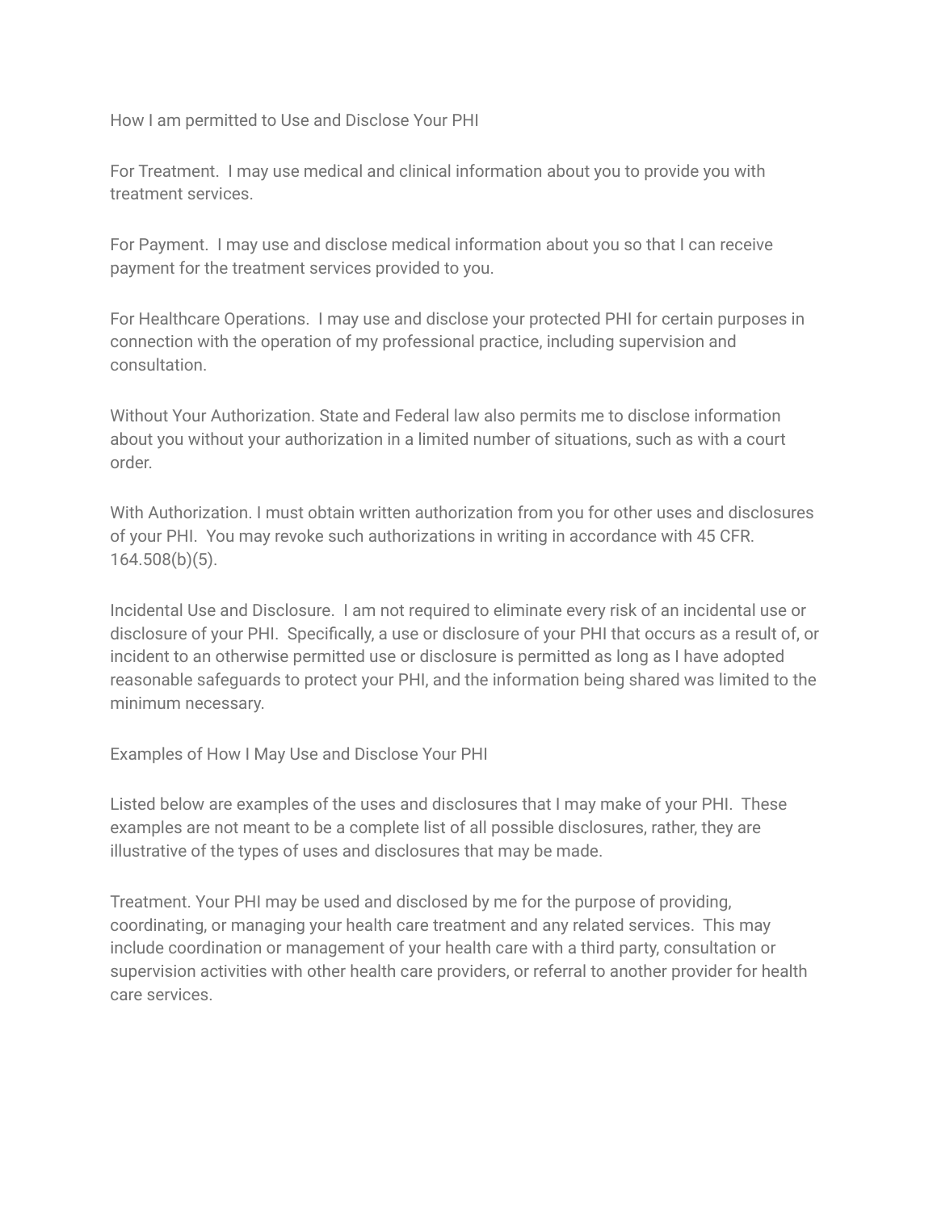## How I am permitted to Use and Disclose Your PHI

For Treatment. I may use medical and clinical information about you to provide you with treatment services.

For Payment. I may use and disclose medical information about you so that I can receive payment for the treatment services provided to you.

For Healthcare Operations. I may use and disclose your protected PHI for certain purposes in connection with the operation of my professional practice, including supervision and consultation.

Without Your Authorization. State and Federal law also permits me to disclose information about you without your authorization in a limited number of situations, such as with a court order.

With Authorization. I must obtain written authorization from you for other uses and disclosures of your PHI. You may revoke such authorizations in writing in accordance with 45 CFR. 164.508(b)(5).

Incidental Use and Disclosure. I am not required to eliminate every risk of an incidental use or disclosure of your PHI. Specifically, a use or disclosure of your PHI that occurs as a result of, or incident to an otherwise permitted use or disclosure is permitted as long as I have adopted reasonable safeguards to protect your PHI, and the information being shared was limited to the minimum necessary.

## Examples of How I May Use and Disclose Your PHI

Listed below are examples of the uses and disclosures that I may make of your PHI. These examples are not meant to be a complete list of all possible disclosures, rather, they are illustrative of the types of uses and disclosures that may be made.

Treatment. Your PHI may be used and disclosed by me for the purpose of providing, coordinating, or managing your health care treatment and any related services. This may include coordination or management of your health care with a third party, consultation or supervision activities with other health care providers, or referral to another provider for health care services.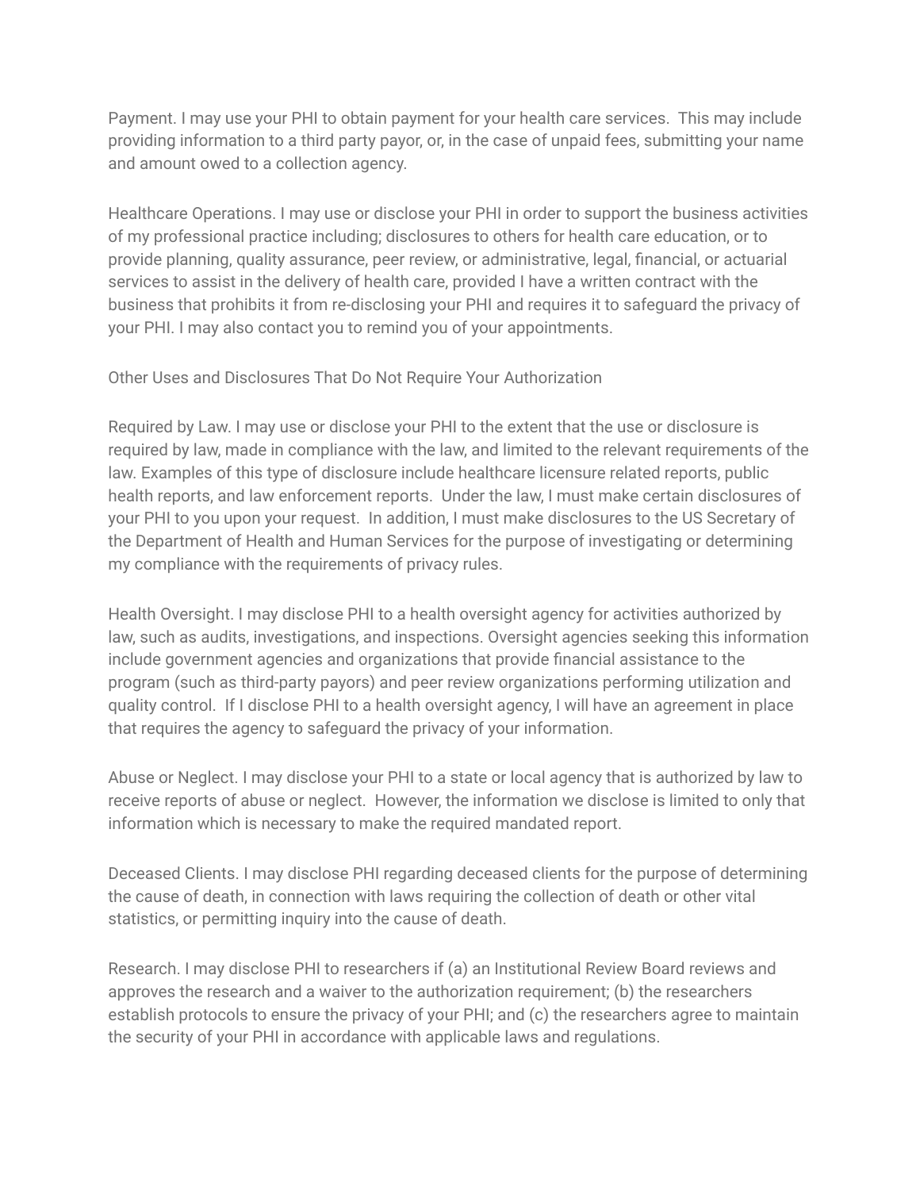Payment. I may use your PHI to obtain payment for your health care services. This may include providing information to a third party payor, or, in the case of unpaid fees, submitting your name and amount owed to a collection agency.

Healthcare Operations. I may use or disclose your PHI in order to support the business activities of my professional practice including; disclosures to others for health care education, or to provide planning, quality assurance, peer review, or administrative, legal, financial, or actuarial services to assist in the delivery of health care, provided I have a written contract with the business that prohibits it from re-disclosing your PHI and requires it to safeguard the privacy of your PHI. I may also contact you to remind you of your appointments.

Other Uses and Disclosures That Do Not Require Your Authorization

Required by Law. I may use or disclose your PHI to the extent that the use or disclosure is required by law, made in compliance with the law, and limited to the relevant requirements of the law. Examples of this type of disclosure include healthcare licensure related reports, public health reports, and law enforcement reports. Under the law, I must make certain disclosures of your PHI to you upon your request. In addition, I must make disclosures to the US Secretary of the Department of Health and Human Services for the purpose of investigating or determining my compliance with the requirements of privacy rules.

Health Oversight. I may disclose PHI to a health oversight agency for activities authorized by law, such as audits, investigations, and inspections. Oversight agencies seeking this information include government agencies and organizations that provide financial assistance to the program (such as third-party payors) and peer review organizations performing utilization and quality control. If I disclose PHI to a health oversight agency, I will have an agreement in place that requires the agency to safeguard the privacy of your information.

Abuse or Neglect. I may disclose your PHI to a state or local agency that is authorized by law to receive reports of abuse or neglect. However, the information we disclose is limited to only that information which is necessary to make the required mandated report.

Deceased Clients. I may disclose PHI regarding deceased clients for the purpose of determining the cause of death, in connection with laws requiring the collection of death or other vital statistics, or permitting inquiry into the cause of death.

Research. I may disclose PHI to researchers if (a) an Institutional Review Board reviews and approves the research and a waiver to the authorization requirement; (b) the researchers establish protocols to ensure the privacy of your PHI; and (c) the researchers agree to maintain the security of your PHI in accordance with applicable laws and regulations.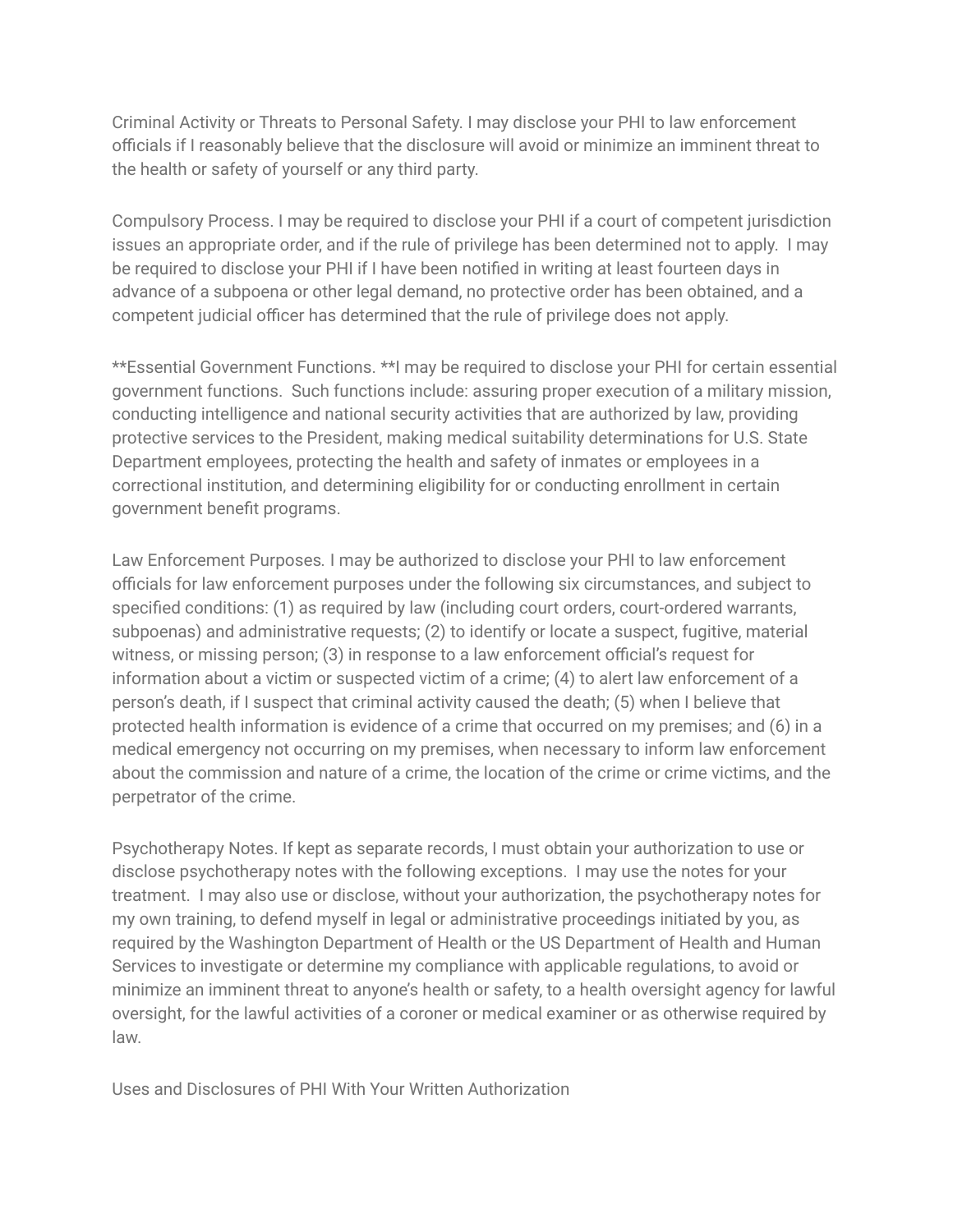Criminal Activity or Threats to Personal Safety. I may disclose your PHI to law enforcement officials if I reasonably believe that the disclosure will avoid or minimize an imminent threat to the health or safety of yourself or any third party.

Compulsory Process. I may be required to disclose your PHI if a court of competent jurisdiction issues an appropriate order, and if the rule of privilege has been determined not to apply. I may be required to disclose your PHI if I have been notified in writing at least fourteen days in advance of a subpoena or other legal demand, no protective order has been obtained, and a competent judicial officer has determined that the rule of privilege does not apply.

**Essential Government Functions. **I may be required to disclose your PHI for certain essential government functions. Such functions include: assuring proper execution of a military mission, conducting intelligence and national security activities that are authorized by law, providing protective services to the President, making medical suitability determinations for U.S. State Department employees, protecting the health and safety of inmates or employees in a correctional institution, and determining eligibility for or conducting enrollment in certain government benefit programs.

Law Enforcement Purposes. I may be authorized to disclose your PHI to law enforcement officials for law enforcement purposes under the following six circumstances, and subject to specified conditions: (1) as required by law (including court orders, court-ordered warrants, subpoenas) and administrative requests; (2) to identify or locate a suspect, fugitive, material witness, or missing person; (3) in response to a law enforcement official's request for information about a victim or suspected victim of a crime; (4) to alert law enforcement of a person's death, if I suspect that criminal activity caused the death; (5) when I believe that protected health information is evidence of a crime that occurred on my premises; and (6) in a medical emergency not occurring on my premises, when necessary to inform law enforcement about the commission and nature of a crime, the location of the crime or crime victims, and the perpetrator of the crime.

Psychotherapy Notes. If kept as separate records, I must obtain your authorization to use or disclose psychotherapy notes with the following exceptions. I may use the notes for your treatment. I may also use or disclose, without your authorization, the psychotherapy notes for my own training, to defend myself in legal or administrative proceedings initiated by you, as required by the Washington Department of Health or the US Department of Health and Human Services to investigate or determine my compliance with applicable regulations, to avoid or minimize an imminent threat to anyone's health or safety, to a health oversight agency for lawful oversight, for the lawful activities of a coroner or medical examiner or as otherwise required by law.

Uses and Disclosures of PHI With Your Written Authorization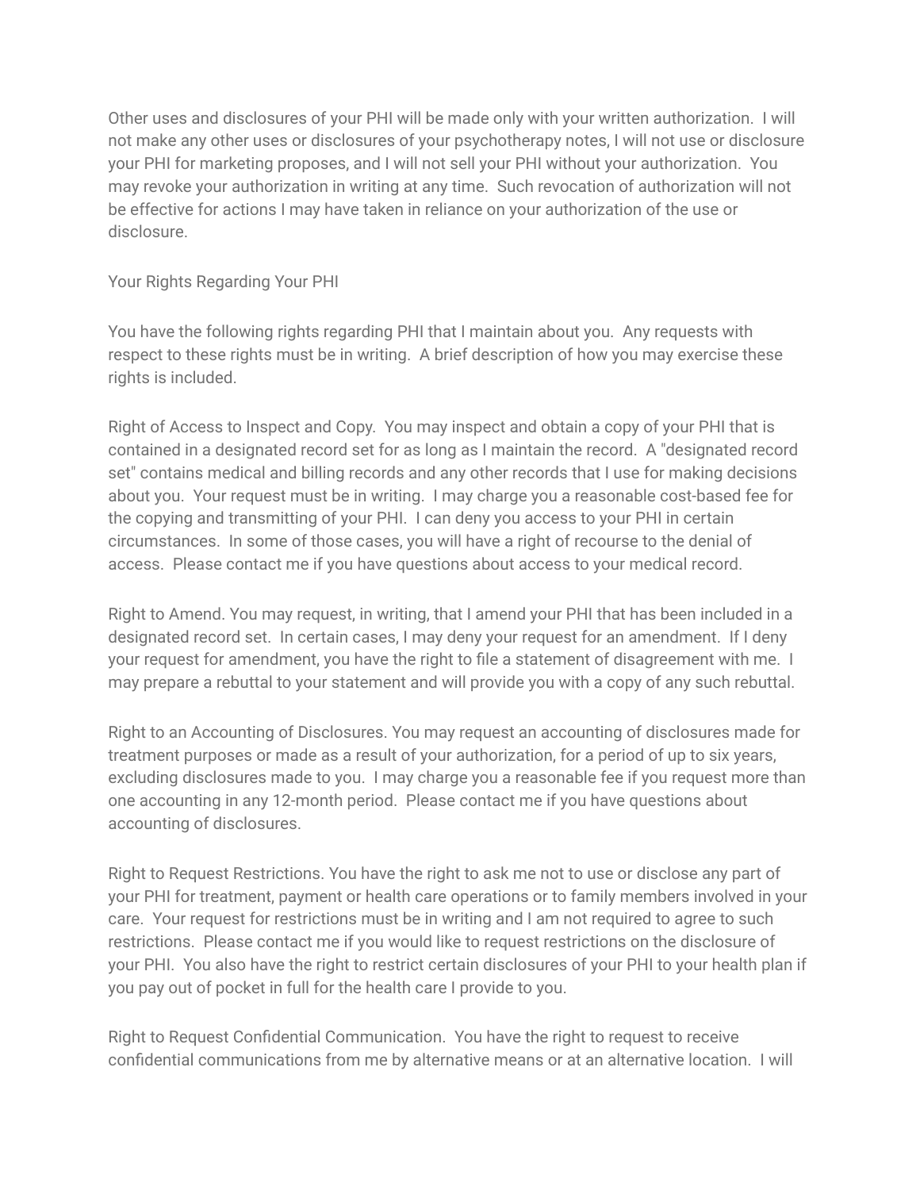Other uses and disclosures of your PHI will be made only with your written authorization. I will not make any other uses or disclosures of your psychotherapy notes, I will not use or disclosure your PHI for marketing proposes, and I will not sell your PHI without your authorization. You may revoke your authorization in writing at any time. Such revocation of authorization will not be effective for actions I may have taken in reliance on your authorization of the use or disclosure.

## Your Rights Regarding Your PHI

You have the following rights regarding PHI that I maintain about you. Any requests with respect to these rights must be in writing. A brief description of how you may exercise these rights is included.

Right of Access to Inspect and Copy. You may inspect and obtain a copy of your PHI that is contained in a designated record set for as long as I maintain the record. A "designated record set" contains medical and billing records and any other records that I use for making decisions about you. Your request must be in writing. I may charge you a reasonable cost-based fee for the copying and transmitting of your PHI. I can deny you access to your PHI in certain circumstances. In some of those cases, you will have a right of recourse to the denial of access. Please contact me if you have questions about access to your medical record.

Right to Amend. You may request, in writing, that I amend your PHI that has been included in a designated record set. In certain cases, I may deny your request for an amendment. If I deny your request for amendment, you have the right to file a statement of disagreement with me. I may prepare a rebuttal to your statement and will provide you with a copy of any such rebuttal.

Right to an Accounting of Disclosures. You may request an accounting of disclosures made for treatment purposes or made as a result of your authorization, for a period of up to six years, excluding disclosures made to you. I may charge you a reasonable fee if you request more than one accounting in any 12-month period. Please contact me if you have questions about accounting of disclosures.

Right to Request Restrictions. You have the right to ask me not to use or disclose any part of your PHI for treatment, payment or health care operations or to family members involved in your care. Your request for restrictions must be in writing and I am not required to agree to such restrictions. Please contact me if you would like to request restrictions on the disclosure of your PHI. You also have the right to restrict certain disclosures of your PHI to your health plan if you pay out of pocket in full for the health care I provide to you.

Right to Request Confidential Communication. You have the right to request to receive confidential communications from me by alternative means or at an alternative location. I will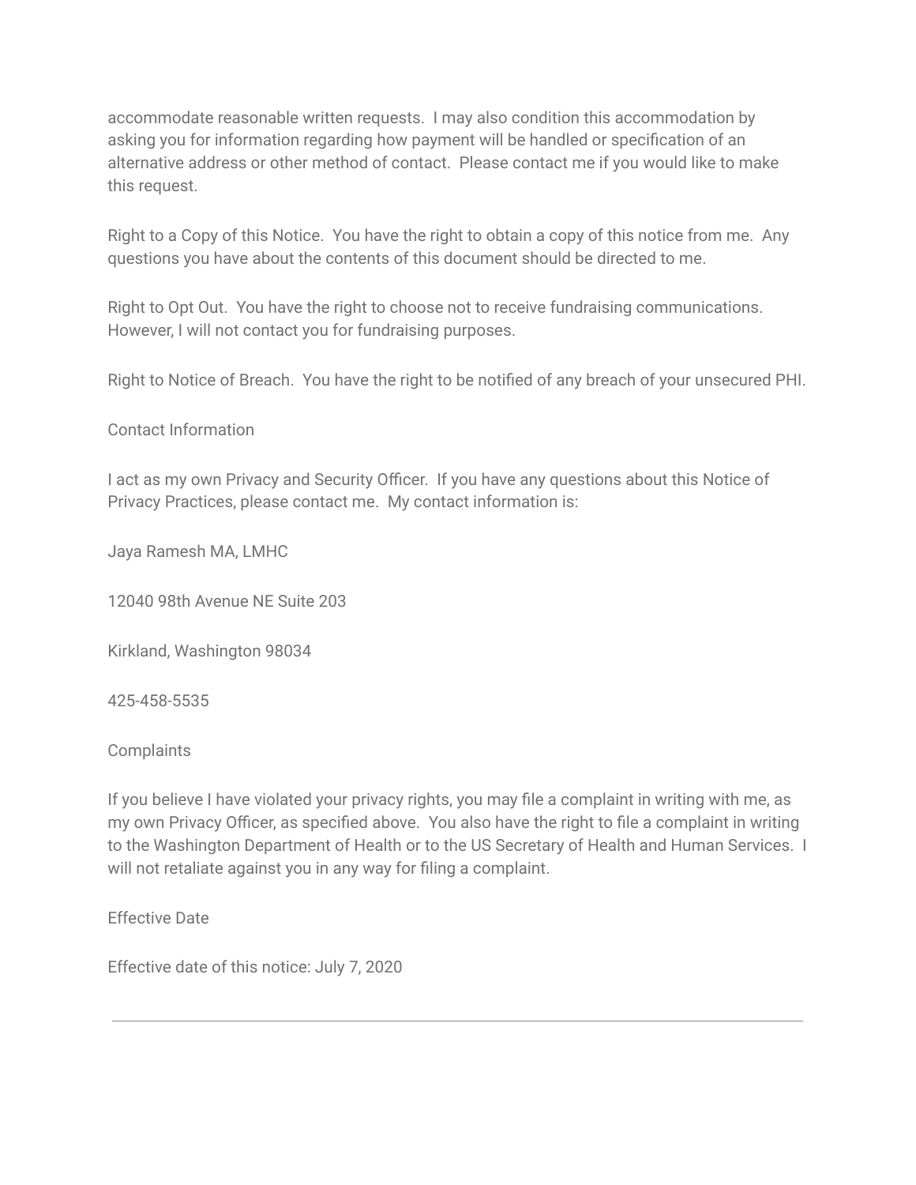accommodate reasonable written requests. I may also condition this accommodation by asking you for information regarding how payment will be handled or specification of an alternative address or other method of contact. Please contact me if you would like to make this request.

Right to a Copy of this Notice. You have the right to obtain a copy of this notice from me. Any questions you have about the contents of this document should be directed to me.

Right to Opt Out. You have the right to choose not to receive fundraising communications. However, I will not contact you for fundraising purposes.

Right to Notice of Breach. You have the right to be notified of any breach of your unsecured PHI.

Contact Information

I act as my own Privacy and Security Officer. If you have any questions about this Notice of Privacy Practices, please contact me. My contact information is:

Jaya Ramesh MA, LMHC

12040 98th Avenue NE Suite 203

Kirkland, Washington 98034

425-458-5535

Complaints

If you believe I have violated your privacy rights, you may file a complaint in writing with me, as my own Privacy Officer, as specified above. You also have the right to file a complaint in writing to the Washington Department of Health or to the US Secretary of Health and Human Services. I will not retaliate against you in any way for filing a complaint.

Effective Date

Effective date of this notice: July 7, 2020

---